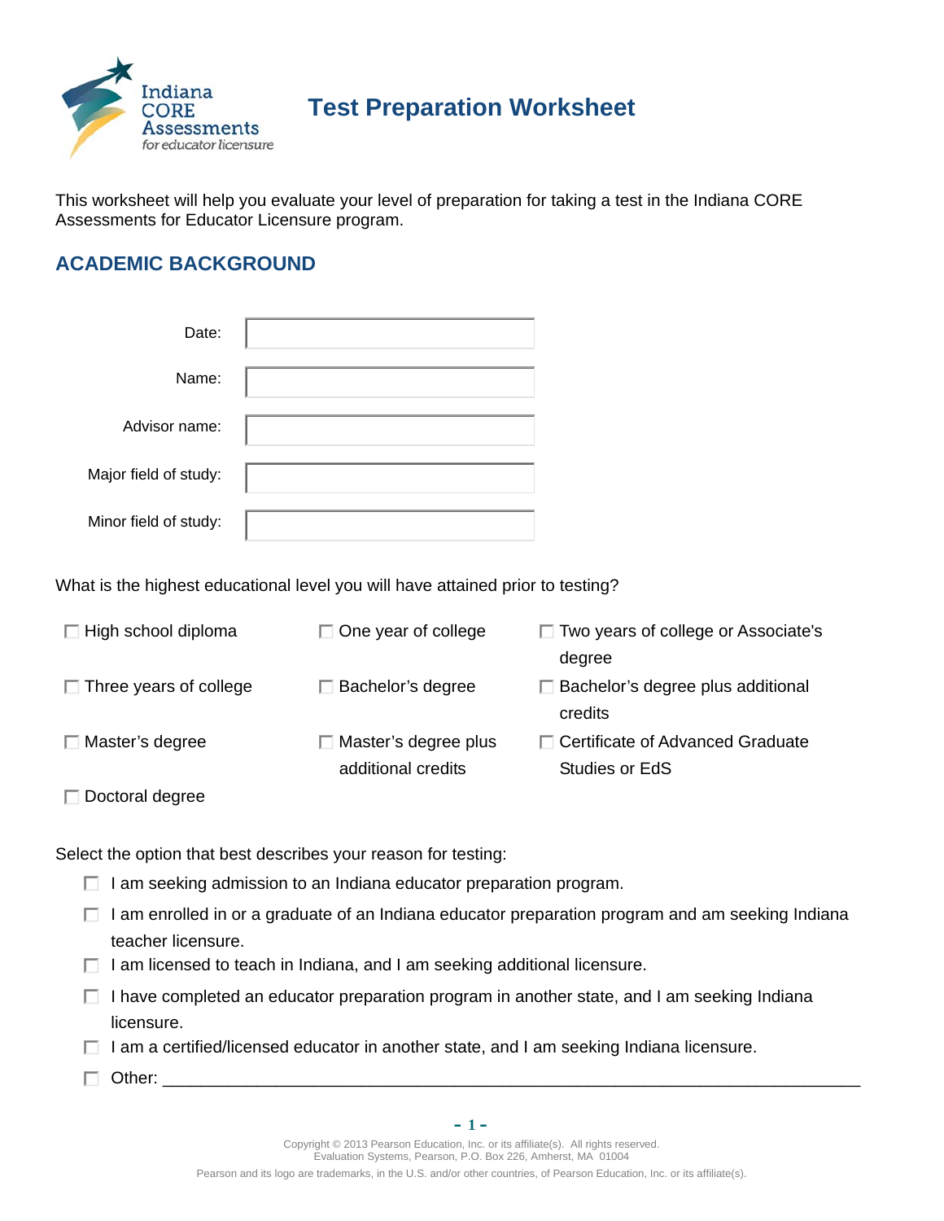# Test Preparation Worksheet

Indiana CORE Assessments *for educator licensure*

This worksheet will help you evaluate your level of preparation for taking a test in the Indiana CORE Assessments for Educator Licensure program.

## ACADEMIC BACKGROUND

Date:

Name:

Advisor name:

Major field of study:

Minor field of study:

What is the highest educational level you will have attained prior to testing?

- ☐ High school diploma
- ☐ One year of college
- ☐ Two years of college or Associate's degree
- ☐ Three years of college
- ☐ Bachelor's degree
- ☐ Bachelor's degree plus additional credits
- ☐ Master's degree
- ☐ Master's degree plus additional credits
- ☐ Certificate of Advanced Graduate Studies or EdS
- ☐ Doctoral degree

Select the option that best describes your reason for testing:

- ☐ I am seeking admission to an Indiana educator preparation program.
- ☐ I am enrolled in or a graduate of an Indiana educator preparation program and am seeking Indiana teacher licensure.
- ☐ I am licensed to teach in Indiana, and I am seeking additional licensure.
- ☐ I have completed an educator preparation program in another state, and I am seeking Indiana licensure.
- ☐ I am a certified/licensed educator in another state, and I am seeking Indiana licensure.
- ☐ Other: ____________________________________________________________

Copyright © 2013 Pearson Education, Inc. or its affiliate(s). All rights reserved.
Evaluation Systems, Pearson, P.O. Box 226, Amherst, MA 01004

Pearson and its logo are trademarks, in the U.S. and/or other countries, of Pearson Education, Inc. or its affiliate(s).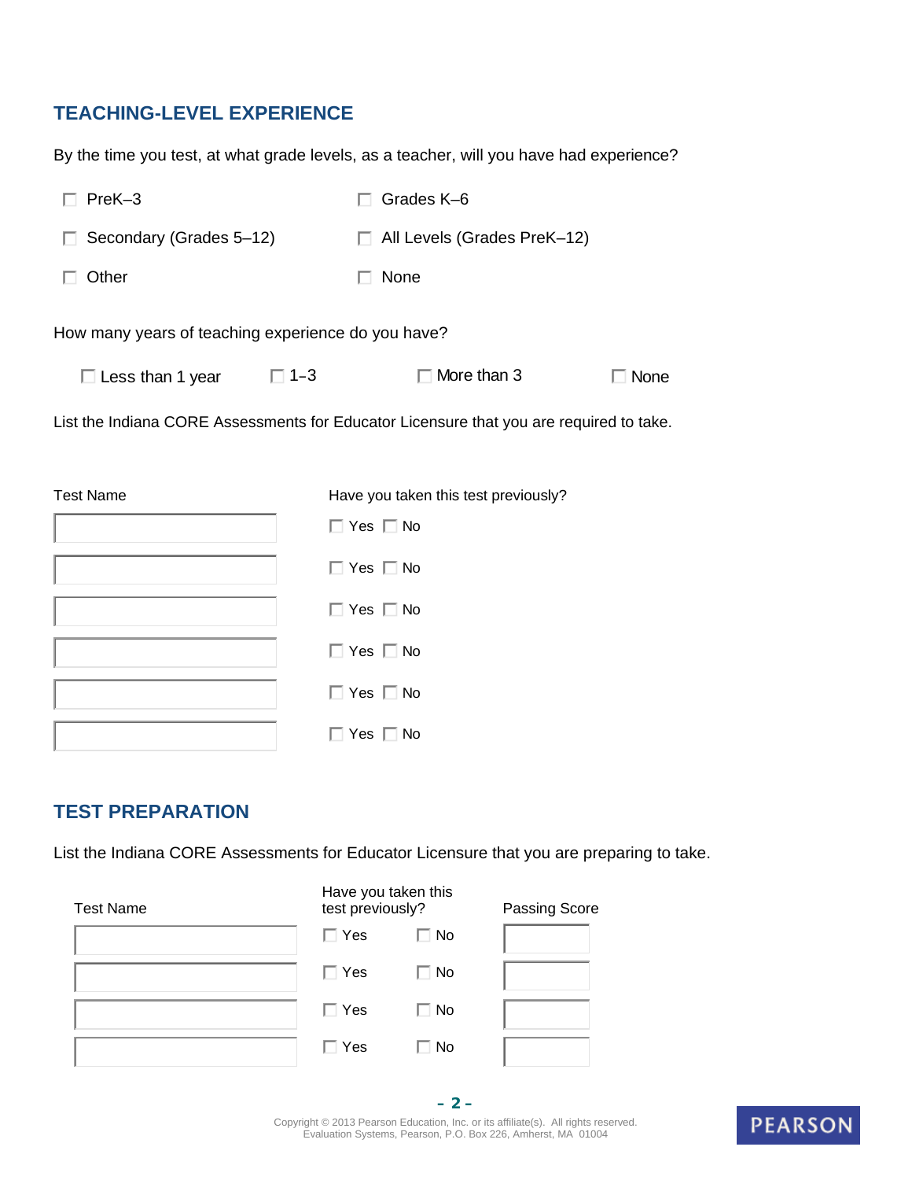## TEACHING-LEVEL EXPERIENCE

By the time you test, at what grade levels, as a teacher, will you have had experience?

- ☐ PreK–3
- ☐ Grades K–6
- ☐ Secondary (Grades 5–12)
- ☐ All Levels (Grades PreK–12)
- ☐ Other
- ☐ None

How many years of teaching experience do you have?

☐ Less than 1 year ☐ 1–3 ☐ More than 3 ☐ None

List the Indiana CORE Assessments for Educator Licensure that you are required to take.

| Test Name | Have you taken this test previously? |
| --- | --- |
| | ☐ Yes ☐ No |
| | ☐ Yes ☐ No |
| | ☐ Yes ☐ No |
| | ☐ Yes ☐ No |
| | ☐ Yes ☐ No |
| | ☐ Yes ☐ No |

## TEST PREPARATION

List the Indiana CORE Assessments for Educator Licensure that you are preparing to take.

| Test Name | Have you taken this test previously? | | Passing Score |
| --- | --- | --- | --- |
| | ☐ Yes | ☐ No | |
| | ☐ Yes | ☐ No | |
| | ☐ Yes | ☐ No | |
| | ☐ Yes | ☐ No | |

Copyright © 2013 Pearson Education, Inc. or its affiliate(s). All rights reserved.
Evaluation Systems, Pearson, P.O. Box 226, Amherst, MA 01004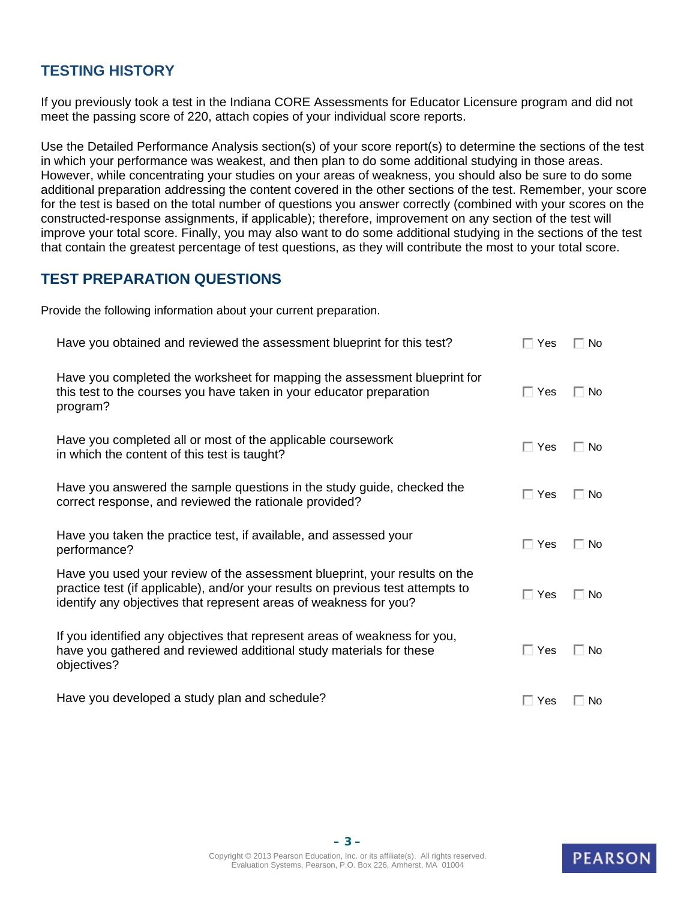## TESTING HISTORY

If you previously took a test in the Indiana CORE Assessments for Educator Licensure program and did not meet the passing score of 220, attach copies of your individual score reports.

Use the Detailed Performance Analysis section(s) of your score report(s) to determine the sections of the test in which your performance was weakest, and then plan to do some additional studying in those areas. However, while concentrating your studies on your areas of weakness, you should also be sure to do some additional preparation addressing the content covered in the other sections of the test. Remember, your score for the test is based on the total number of questions you answer correctly (combined with your scores on the constructed-response assignments, if applicable); therefore, improvement on any section of the test will improve your total score. Finally, you may also want to do some additional studying in the sections of the test that contain the greatest percentage of test questions, as they will contribute the most to your total score.

## TEST PREPARATION QUESTIONS

Provide the following information about your current preparation.

| | | |
|---|---|---|
| Have you obtained and reviewed the assessment blueprint for this test? | ☐ Yes | ☐ No |
| Have you completed the worksheet for mapping the assessment blueprint for this test to the courses you have taken in your educator preparation program? | ☐ Yes | ☐ No |
| Have you completed all or most of the applicable coursework in which the content of this test is taught? | ☐ Yes | ☐ No |
| Have you answered the sample questions in the study guide, checked the correct response, and reviewed the rationale provided? | ☐ Yes | ☐ No |
| Have you taken the practice test, if available, and assessed your performance? | ☐ Yes | ☐ No |
| Have you used your review of the assessment blueprint, your results on the practice test (if applicable), and/or your results on previous test attempts to identify any objectives that represent areas of weakness for you? | ☐ Yes | ☐ No |
| If you identified any objectives that represent areas of weakness for you, have you gathered and reviewed additional study materials for these objectives? | ☐ Yes | ☐ No |
| Have you developed a study plan and schedule? | ☐ Yes | ☐ No |

Copyright © 2013 Pearson Education, Inc. or its affiliate(s). All rights reserved.
Evaluation Systems, Pearson, P.O. Box 226, Amherst, MA 01004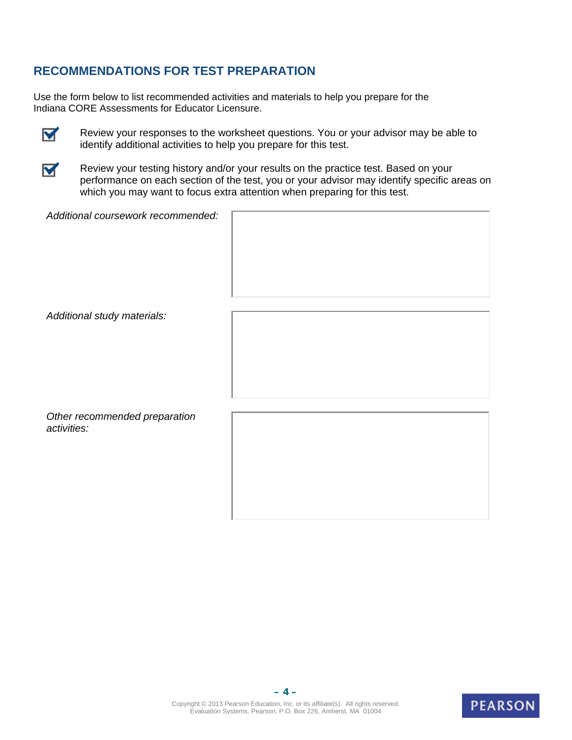## RECOMMENDATIONS FOR TEST PREPARATION

Use the form below to list recommended activities and materials to help you prepare for the Indiana CORE Assessments for Educator Licensure.

- ☑ Review your responses to the worksheet questions. You or your advisor may be able to identify additional activities to help you prepare for this test.

- ☑ Review your testing history and/or your results on the practice test. Based on your performance on each section of the test, you or your advisor may identify specific areas on which you may want to focus extra attention when preparing for this test.

*Additional coursework recommended:*

*Additional study materials:*

*Other recommended preparation activities:*

Copyright © 2013 Pearson Education, Inc. or its affiliate(s). All rights reserved.
Evaluation Systems, Pearson, P.O. Box 226, Amherst, MA 01004